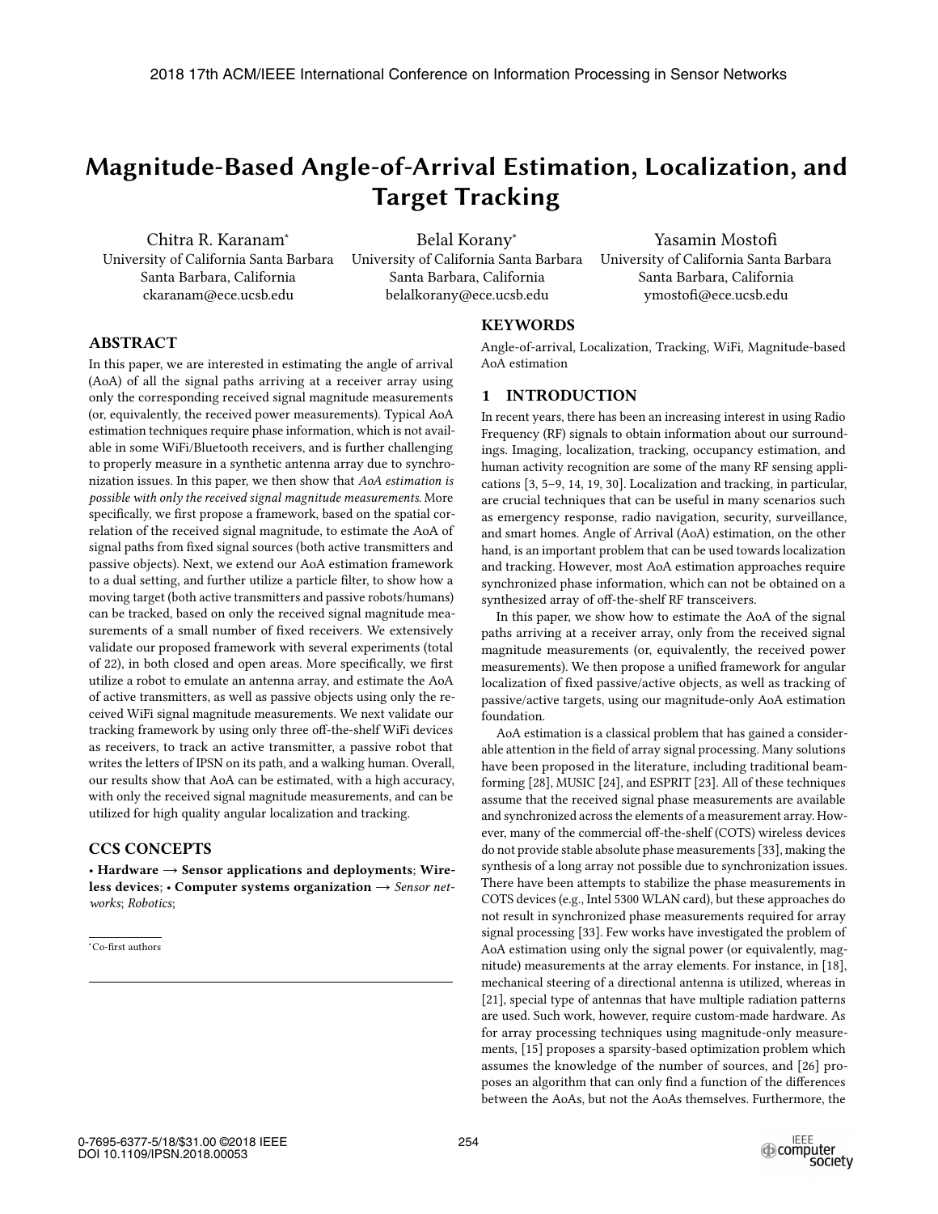# Magnitude-Based Angle-of-Arrival Estimation, Localization, and Target Tracking

Chitra R. Karanam*
University of California Santa Barbara
Santa Barbara, California
ckaranam@ece.ucsb.edu

Belal Korany*
University of California Santa Barbara
Santa Barbara, California
belalkorany@ece.ucsb.edu

Yasamin Mostofi
University of California Santa Barbara
Santa Barbara, California
ymostofi@ece.ucsb.edu

## ABSTRACT

In this paper, we are interested in estimating the angle of arrival (AoA) of all the signal paths arriving at a receiver array using only the corresponding received signal magnitude measurements (or, equivalently, the received power measurements). Typical AoA estimation techniques require phase information, which is not available in some WiFi/Bluetooth receivers, and is further challenging to properly measure in a synthetic antenna array due to synchronization issues. In this paper, we then show that *AoA estimation is possible with only the received signal magnitude measurements*. More specifically, we first propose a framework, based on the spatial correlation of the received signal magnitude, to estimate the AoA of signal paths from fixed signal sources (both active transmitters and passive objects). Next, we extend our AoA estimation framework to a dual setting, and further utilize a particle filter, to show how a moving target (both active transmitters and passive robots/humans) can be tracked, based on only the received signal magnitude measurements of a small number of fixed receivers. We extensively validate our proposed framework with several experiments (total of 22), in both closed and open areas. More specifically, we first utilize a robot to emulate an antenna array, and estimate the AoA of active transmitters, as well as passive objects using only the received WiFi signal magnitude measurements. We next validate our tracking framework by using only three off-the-shelf WiFi devices as receivers, to track an active transmitter, a passive robot that writes the letters of IPSN on its path, and a walking human. Overall, our results show that AoA can be estimated, with a high accuracy, with only the received signal magnitude measurements, and can be utilized for high quality angular localization and tracking.

## CCS CONCEPTS

• **Hardware → Sensor applications and deployments**; **Wireless devices**; • **Computer systems organization →** *Sensor networks*; *Robotics*;

*Co-first authors

## KEYWORDS

Angle-of-arrival, Localization, Tracking, WiFi, Magnitude-based AoA estimation

## 1 INTRODUCTION

In recent years, there has been an increasing interest in using Radio Frequency (RF) signals to obtain information about our surroundings. Imaging, localization, tracking, occupancy estimation, and human activity recognition are some of the many RF sensing applications [3, 5–9, 14, 19, 30]. Localization and tracking, in particular, are crucial techniques that can be useful in many scenarios such as emergency response, radio navigation, security, surveillance, and smart homes. Angle of Arrival (AoA) estimation, on the other hand, is an important problem that can be used towards localization and tracking. However, most AoA estimation approaches require synchronized phase information, which can not be obtained on a synthesized array of off-the-shelf RF transceivers.

In this paper, we show how to estimate the AoA of the signal paths arriving at a receiver array, only from the received signal magnitude measurements (or, equivalently, the received power measurements). We then propose a unified framework for angular localization of fixed passive/active objects, as well as tracking of passive/active targets, using our magnitude-only AoA estimation foundation.

AoA estimation is a classical problem that has gained a considerable attention in the field of array signal processing. Many solutions have been proposed in the literature, including traditional beamforming [28], MUSIC [24], and ESPRIT [23]. All of these techniques assume that the received signal phase measurements are available and synchronized across the elements of a measurement array. However, many of the commercial off-the-shelf (COTS) wireless devices do not provide stable absolute phase measurements [33], making the synthesis of a long array not possible due to synchronization issues. There have been attempts to stabilize the phase measurements in COTS devices (e.g., Intel 5300 WLAN card), but these approaches do not result in synchronized phase measurements required for array signal processing [33]. Few works have investigated the problem of AoA estimation using only the signal power (or equivalently, magnitude) measurements at the array elements. For instance, in [18], mechanical steering of a directional antenna is utilized, whereas in [21], special type of antennas that have multiple radiation patterns are used. Such work, however, require custom-made hardware. As for array processing techniques using magnitude-only measurements, [15] proposes a sparsity-based optimization problem which assumes the knowledge of the number of sources, and [26] proposes an algorithm that can only find a function of the differences between the AoAs, but not the AoAs themselves. Furthermore, the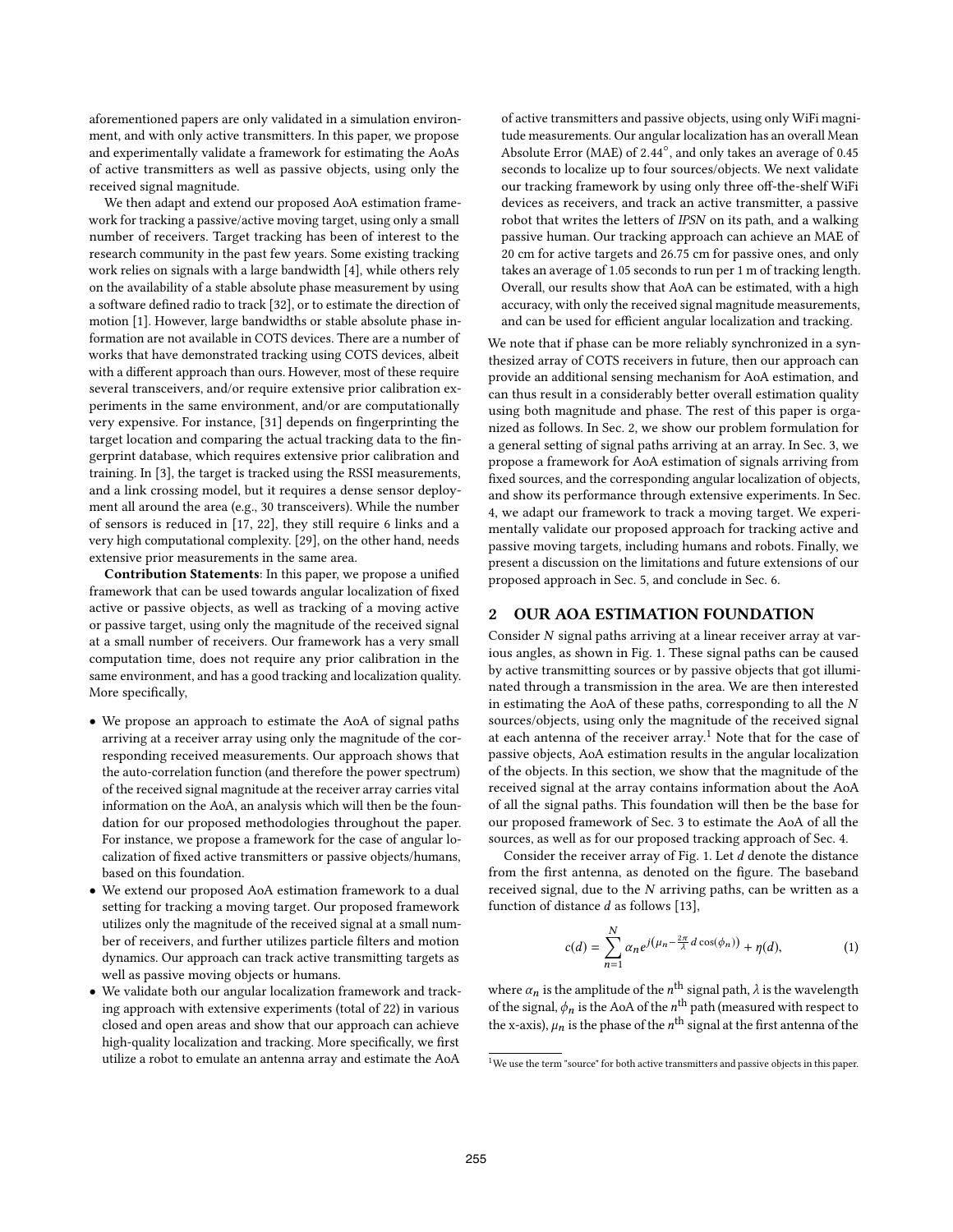aforementioned papers are only validated in a simulation environment, and with only active transmitters. In this paper, we propose and experimentally validate a framework for estimating the AoAs of active transmitters as well as passive objects, using only the received signal magnitude.

We then adapt and extend our proposed AoA estimation framework for tracking a passive/active moving target, using only a small number of receivers. Target tracking has been of interest to the research community in the past few years. Some existing tracking work relies on signals with a large bandwidth [4], while others rely on the availability of a stable absolute phase measurement by using a software defined radio to track [32], or to estimate the direction of motion [1]. However, large bandwidths or stable absolute phase information are not available in COTS devices. There are a number of works that have demonstrated tracking using COTS devices, albeit with a different approach than ours. However, most of these require several transceivers, and/or require extensive prior calibration experiments in the same environment, and/or are computationally very expensive. For instance, [31] depends on fingerprinting the target location and comparing the actual tracking data to the fingerprint database, which requires extensive prior calibration and training. In [3], the target is tracked using the RSSI measurements, and a link crossing model, but it requires a dense sensor deployment all around the area (e.g., 30 transceivers). While the number of sensors is reduced in [17, 22], they still require 6 links and a very high computational complexity. [29], on the other hand, needs extensive prior measurements in the same area.

**Contribution Statements**: In this paper, we propose a unified framework that can be used towards angular localization of fixed active or passive objects, as well as tracking of a moving active or passive target, using only the magnitude of the received signal at a small number of receivers. Our framework has a very small computation time, does not require any prior calibration in the same environment, and has a good tracking and localization quality. More specifically,

- We propose an approach to estimate the AoA of signal paths arriving at a receiver array using only the magnitude of the corresponding received measurements. Our approach shows that the auto-correlation function (and therefore the power spectrum) of the received signal magnitude at the receiver array carries vital information on the AoA, an analysis which will then be the foundation for our proposed methodologies throughout the paper. For instance, we propose a framework for the case of angular localization of fixed active transmitters or passive objects/humans, based on this foundation.
- We extend our proposed AoA estimation framework to a dual setting for tracking a moving target. Our proposed framework utilizes only the magnitude of the received signal at a small number of receivers, and further utilizes particle filters and motion dynamics. Our approach can track active transmitting targets as well as passive moving objects or humans.
- We validate both our angular localization framework and tracking approach with extensive experiments (total of 22) in various closed and open areas and show that our approach can achieve high-quality localization and tracking. More specifically, we first utilize a robot to emulate an antenna array and estimate the AoA of active transmitters and passive objects, using only WiFi magnitude measurements. Our angular localization has an overall Mean Absolute Error (MAE) of 2.44°, and only takes an average of 0.45 seconds to localize up to four sources/objects. We next validate our tracking framework by using only three off-the-shelf WiFi devices as receivers, and track an active transmitter, a passive robot that writes the letters of *IPSN* on its path, and a walking passive human. Our tracking approach can achieve an MAE of 20 cm for active targets and 26.75 cm for passive ones, and only takes an average of 1.05 seconds to run per 1 m of tracking length. Overall, our results show that AoA can be estimated, with a high accuracy, with only the received signal magnitude measurements, and can be used for efficient angular localization and tracking.

We note that if phase can be more reliably synchronized in a synthesized array of COTS receivers in future, then our approach can provide an additional sensing mechanism for AoA estimation, and can thus result in a considerably better overall estimation quality using both magnitude and phase. The rest of this paper is organized as follows. In Sec. 2, we show our problem formulation for a general setting of signal paths arriving at an array. In Sec. 3, we propose a framework for AoA estimation of signals arriving from fixed sources, and the corresponding angular localization of objects, and show its performance through extensive experiments. In Sec. 4, we adapt our framework to track a moving target. We experimentally validate our proposed approach for tracking active and passive moving targets, including humans and robots. Finally, we present a discussion on the limitations and future extensions of our proposed approach in Sec. 5, and conclude in Sec. 6.

## 2 OUR AOA ESTIMATION FOUNDATION

Consider $N$ signal paths arriving at a linear receiver array at various angles, as shown in Fig. 1. These signal paths can be caused by active transmitting sources or by passive objects that got illuminated through a transmission in the area. We are then interested in estimating the AoA of these paths, corresponding to all the $N$ sources/objects, using only the magnitude of the received signal at each antenna of the receiver array.[1] Note that for the case of passive objects, AoA estimation results in the angular localization of the objects. In this section, we show that the magnitude of the received signal at the array contains information about the AoA of all the signal paths. This foundation will then be the base for our proposed framework of Sec. 3 to estimate the AoA of all the sources, as well as for our proposed tracking approach of Sec. 4.

Consider the receiver array of Fig. 1. Let $d$ denote the distance from the first antenna, as denoted on the figure. The baseband received signal, due to the $N$ arriving paths, can be written as a function of distance $d$ as follows [13],

$$c(d) = \sum_{n=1}^{N} \alpha_n e^{j\left(\mu_n - \frac{2\pi}{\lambda} d \cos(\phi_n)\right)} + \eta(d), \tag{1}$$

where $\alpha_n$ is the amplitude of the $n^{\text{th}}$ signal path, $\lambda$ is the wavelength of the signal, $\phi_n$ is the AoA of the $n^{\text{th}}$ path (measured with respect to the x-axis), $\mu_n$ is the phase of the $n^{\text{th}}$ signal at the first antenna of the

[1] We use the term "source" for both active transmitters and passive objects in this paper.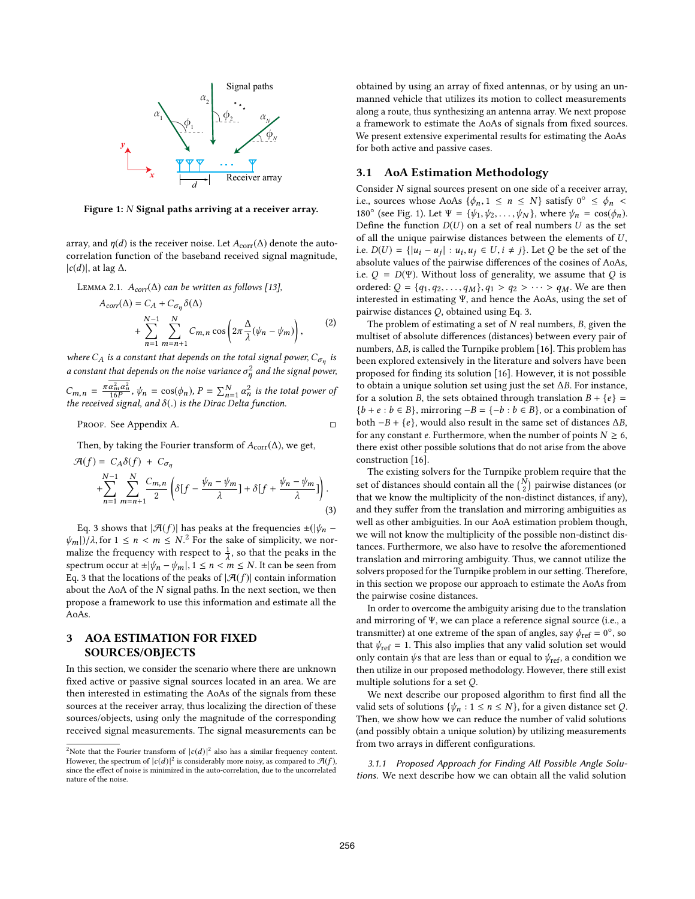Figure 1: $N$ Signal paths arriving at a receiver array.

array, and $\eta(d)$ is the receiver noise. Let $A_{\text{corr}}(\Delta)$ denote the auto-correlation function of the baseband received signal magnitude, $|c(d)|$, at lag $\Delta$.

LEMMA 2.1. *$A_{corr}(\Delta)$ can be written as follows [13],*

$$A_{corr}(\Delta) = C_A + C_{\sigma_\eta}\delta(\Delta) + \sum_{n=1}^{N-1}\sum_{m=n+1}^{N} C_{m,n}\cos\left(2\pi\frac{\Delta}{\lambda}(\psi_n - \psi_m)\right), \tag{2}$$

*where $C_A$ is a constant that depends on the total signal power, $C_{\sigma_\eta}$ is a constant that depends on the noise variance $\sigma_\eta^2$ and the signal power, $C_{m,n} = \frac{\pi\alpha_m^2\alpha_n^2}{16P}$, $\psi_n = \cos(\phi_n)$, $P = \sum_{n=1}^{N}\alpha_n^2$ is the total power of the received signal, and $\delta(.)$ is the Dirac Delta function.*

PROOF. See Appendix A. □

Then, by taking the Fourier transform of $A_{\text{corr}}(\Delta)$, we get,

$$\mathcal{A}(f) = C_A\delta(f) + C_{\sigma_\eta} + \sum_{n=1}^{N-1}\sum_{m=n+1}^{N}\frac{C_{m,n}}{2}\left(\delta[f - \frac{\psi_n - \psi_m}{\lambda}] + \delta[f + \frac{\psi_n - \psi_m}{\lambda}]\right). \tag{3}$$

Eq. 3 shows that $|\mathcal{A}(f)|$ has peaks at the frequencies $\pm(|\psi_n - \psi_m|)/\lambda$, for $1 \le n < m \le N$.[2] For the sake of simplicity, we normalize the frequency with respect to $\frac{1}{\lambda}$, so that the peaks in the spectrum occur at $\pm|\psi_n - \psi_m|$, $1 \le n < m \le N$. It can be seen from Eq. 3 that the locations of the peaks of $|\mathcal{A}(f)|$ contain information about the AoA of the $N$ signal paths. In the next section, we then propose a framework to use this information and estimate all the AoAs.

## 3 AOA ESTIMATION FOR FIXED SOURCES/OBJECTS

In this section, we consider the scenario where there are unknown fixed active or passive signal sources located in an area. We are then interested in estimating the AoAs of the signals from these sources at the receiver array, thus localizing the direction of these sources/objects, using only the magnitude of the corresponding received signal measurements. The signal measurements can be obtained by using an array of fixed antennas, or by using an unmanned vehicle that utilizes its motion to collect measurements along a route, thus synthesizing an antenna array. We next propose a framework to estimate the AoAs of signals from fixed sources. We present extensive experimental results for estimating the AoAs for both active and passive cases.

### 3.1 AoA Estimation Methodology

Consider $N$ signal sources present on one side of a receiver array, i.e., sources whose AoAs $\{\phi_n, 1 \le n \le N\}$ satisfy $0° \le \phi_n < 180°$ (see Fig. 1). Let $\Psi = \{\psi_1, \psi_2, \ldots, \psi_N\}$, where $\psi_n = \cos(\phi_n)$. Define the function $D(U)$ on a set of real numbers $U$ as the set of all the unique pairwise distances between the elements of $U$, i.e. $D(U) = \{|u_i - u_j| : u_i, u_j \in U, i \ne j\}$. Let $Q$ be the set of the absolute values of the pairwise differences of the cosines of AoAs, i.e. $Q = D(\Psi)$. Without loss of generality, we assume that $Q$ is ordered: $Q = \{q_1, q_2, \ldots, q_M\}, q_1 > q_2 > \cdots > q_M$. We are then interested in estimating $\Psi$, and hence the AoAs, using the set of pairwise distances $Q$, obtained using Eq. 3.

The problem of estimating a set of $N$ real numbers, $B$, given the multiset of absolute differences (distances) between every pair of numbers, $\Delta B$, is called the Turnpike problem [16]. This problem has been explored extensively in the literature and solvers have been proposed for finding its solution [16]. However, it is not possible to obtain a unique solution set using just the set $\Delta B$. For instance, for a solution $B$, the sets obtained through translation $B + \{e\} = \{b + e : b \in B\}$, mirroring $-B = \{-b : b \in B\}$, or a combination of both $-B + \{e\}$, would also result in the same set of distances $\Delta B$, for any constant $e$. Furthermore, when the number of points $N \ge 6$, there exist other possible solutions that do not arise from the above construction [16].

The existing solvers for the Turnpike problem require that the set of distances should contain all the $\binom{N}{2}$ pairwise distances (or that we know the multiplicity of the non-distinct distances, if any), and they suffer from the translation and mirroring ambiguities as well as other ambiguities. In our AoA estimation problem though, we will not know the multiplicity of the possible non-distinct distances. Furthermore, we also have to resolve the aforementioned translation and mirroring ambiguity. Thus, we cannot utilize the solvers proposed for the Turnpike problem in our setting. Therefore, in this section we propose our approach to estimate the AoAs from the pairwise cosine distances.

In order to overcome the ambiguity arising due to the translation and mirroring of $\Psi$, we can place a reference signal source (i.e., a transmitter) at one extreme of the span of angles, say $\phi_{\text{ref}} = 0°$, so that $\psi_{\text{ref}} = 1$. This also implies that any valid solution set would only contain $\psi$s that are less than or equal to $\psi_{\text{ref}}$, a condition we then utilize in our proposed methodology. However, there still exist multiple solutions for a set $Q$.

We next describe our proposed algorithm to first find all the valid sets of solutions $\{\psi_n : 1 \le n \le N\}$, for a given distance set $Q$. Then, we show how we can reduce the number of valid solutions (and possibly obtain a unique solution) by utilizing measurements from two arrays in different configurations.

*3.1.1 Proposed Approach for Finding All Possible Angle Solutions.* We next describe how we can obtain all the valid solution

---

[2] Note that the Fourier transform of $|c(d)|^2$ also has a similar frequency content. However, the spectrum of $|c(d)|^2$ is considerably more noisy, as compared to $\mathcal{A}(f)$, since the effect of noise is minimized in the auto-correlation, due to the uncorrelated nature of the noise.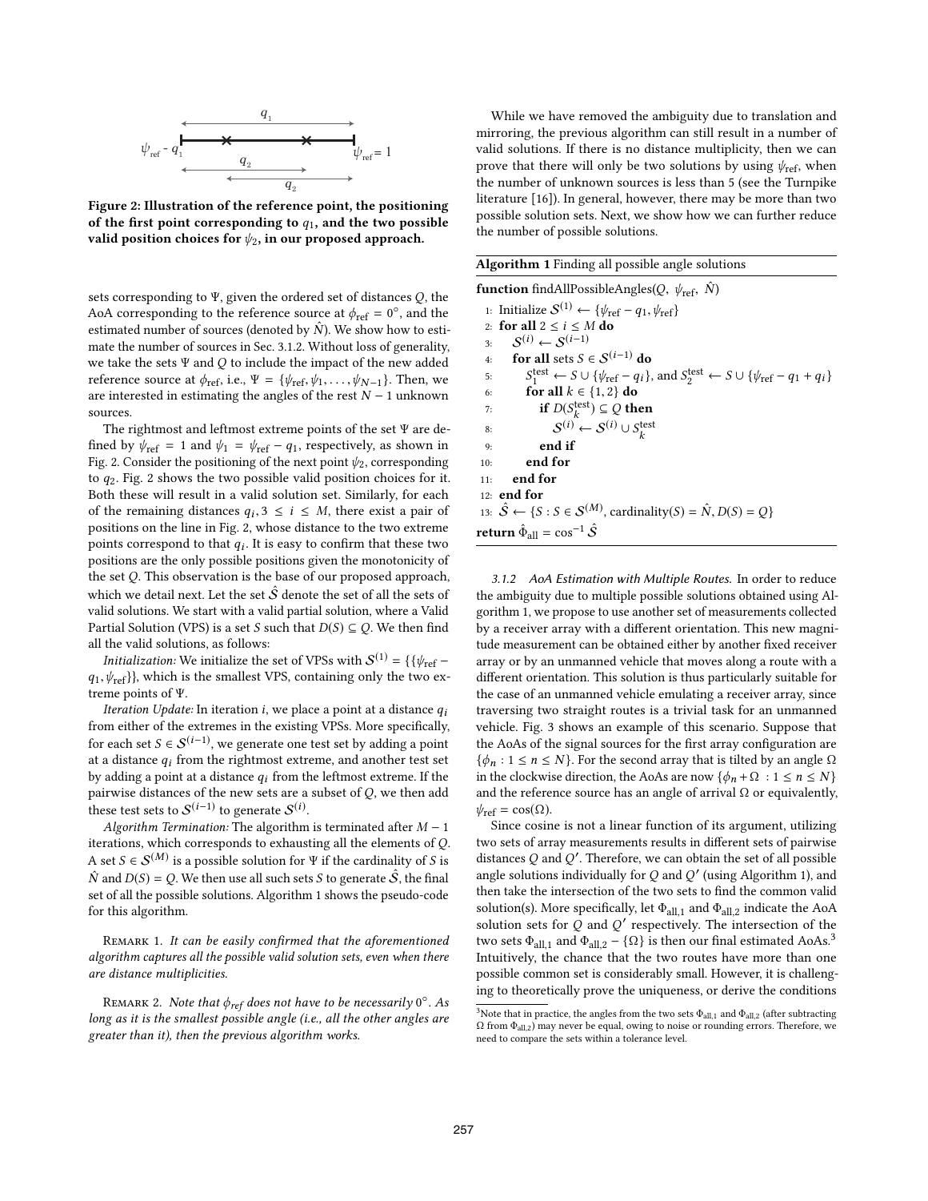Figure 2: Illustration of the reference point, the positioning of the first point corresponding to $q_1$, and the two possible valid position choices for $\psi_2$, in our proposed approach.

sets corresponding to $\Psi$, given the ordered set of distances $Q$, the AoA corresponding to the reference source at $\phi_{\text{ref}} = 0°$, and the estimated number of sources (denoted by $\hat{N}$). We show how to estimate the number of sources in Sec. 3.1.2. Without loss of generality, we take the sets $\Psi$ and $Q$ to include the impact of the new added reference source at $\phi_{\text{ref}}$, i.e., $\Psi = \{\psi_{\text{ref}}, \psi_1, \ldots, \psi_{N-1}\}$. Then, we are interested in estimating the angles of the rest $N-1$ unknown sources.

The rightmost and leftmost extreme points of the set $\Psi$ are defined by $\psi_{\text{ref}} = 1$ and $\psi_1 = \psi_{\text{ref}} - q_1$, respectively, as shown in Fig. 2. Consider the positioning of the next point $\psi_2$, corresponding to $q_2$. Fig. 2 shows the two possible valid position choices for it. Both these will result in a valid solution set. Similarly, for each of the remaining distances $q_i, 3 \le i \le M$, there exist a pair of positions on the line in Fig. 2, whose distance to the two extreme points correspond to that $q_i$. It is easy to confirm that these two positions are the only possible positions given the monotonicity of the set $Q$. This observation is the base of our proposed approach, which we detail next. Let the set $\hat{\mathcal{S}}$ denote the set of all the sets of valid solutions. We start with a valid partial solution, where a Valid Partial Solution (VPS) is a set $S$ such that $D(S) \subseteq Q$. We then find all the valid solutions, as follows:

*Initialization:* We initialize the set of VPSs with $\mathcal{S}^{(1)} = \{\{\psi_{\text{ref}} - q_1, \psi_{\text{ref}}\}\}$, which is the smallest VPS, containing only the two extreme points of $\Psi$.

*Iteration Update:* In iteration $i$, we place a point at a distance $q_i$ from either of the extremes in the existing VPSs. More specifically, for each set $S \in \mathcal{S}^{(i-1)}$, we generate one test set by adding a point at a distance $q_i$ from the rightmost extreme, and another test set by adding a point at a distance $q_i$ from the leftmost extreme. If the pairwise distances of the new sets are a subset of $Q$, we then add these test sets to $\mathcal{S}^{(i-1)}$ to generate $\mathcal{S}^{(i)}$.

*Algorithm Termination:* The algorithm is terminated after $M-1$ iterations, which corresponds to exhausting all the elements of $Q$. A set $S \in \mathcal{S}^{(M)}$ is a possible solution for $\Psi$ if the cardinality of $S$ is $\hat{N}$ and $D(S) = Q$. We then use all such sets $S$ to generate $\hat{\mathcal{S}}$, the final set of all the possible solutions. Algorithm 1 shows the pseudo-code for this algorithm.

Remark 1. *It can be easily confirmed that the aforementioned algorithm captures all the possible valid solution sets, even when there are distance multiplicities.*

Remark 2. *Note that $\phi_{ref}$ does not have to be necessarily $0°$. As long as it is the smallest possible angle (i.e., all the other angles are greater than it), then the previous algorithm works.*

While we have removed the ambiguity due to translation and mirroring, the previous algorithm can still result in a number of valid solutions. If there is no distance multiplicity, then we can prove that there will only be two solutions by using $\psi_{\text{ref}}$, when the number of unknown sources is less than 5 (see the Turnpike literature [16]). In general, however, there may be more than two possible solution sets. Next, we show how we can further reduce the number of possible solutions.

**Algorithm 1** Finding all possible angle solutions

```
function findAllPossibleAngles(Q, ψ_ref, N̂)
 1: Initialize S^(1) ← {ψ_ref − q_1, ψ_ref}
 2: for all 2 ≤ i ≤ M do
 3:     S^(i) ← S^(i−1)
 4:     for all sets S ∈ S^(i−1) do
 5:         S_1^test ← S ∪ {ψ_ref − q_i}, and S_2^test ← S ∪ {ψ_ref − q_1 + q_i}
 6:         for all k ∈ {1, 2} do
 7:             if D(S_k^test) ⊆ Q then
 8:                 S^(i) ← S^(i) ∪ S_k^test
 9:             end if
10:         end for
11:     end for
12: end for
13: Ŝ ← {S : S ∈ S^(M), cardinality(S) = N̂, D(S) = Q}
return Φ̂_all = cos^−1 Ŝ
```

*3.1.2 AoA Estimation with Multiple Routes.* In order to reduce the ambiguity due to multiple possible solutions obtained using Algorithm 1, we propose to use another set of measurements collected by a receiver array with a different orientation. This new magnitude measurement can be obtained either by another fixed receiver array or by an unmanned vehicle that moves along a route with a different orientation. This solution is thus particularly suitable for the case of an unmanned vehicle emulating a receiver array, since traversing two straight routes is a trivial task for an unmanned vehicle. Fig. 3 shows an example of this scenario. Suppose that the AoAs of the signal sources for the first array configuration are $\{\phi_n : 1 \le n \le N\}$. For the second array that is tilted by an angle $\Omega$ in the clockwise direction, the AoAs are now $\{\phi_n + \Omega : 1 \le n \le N\}$ and the reference source has an angle of arrival $\Omega$ or equivalently, $\psi_{\text{ref}} = \cos(\Omega)$.

Since cosine is not a linear function of its argument, utilizing two sets of array measurements results in different sets of pairwise distances $Q$ and $Q'$. Therefore, we can obtain the set of all possible angle solutions individually for $Q$ and $Q'$ (using Algorithm 1), and then take the intersection of the two sets to find the common valid solution(s). More specifically, let $\Phi_{\text{all},1}$ and $\Phi_{\text{all},2}$ indicate the AoA solution sets for $Q$ and $Q'$ respectively. The intersection of the two sets $\Phi_{\text{all},1}$ and $\Phi_{\text{all},2} - \{\Omega\}$ is then our final estimated AoAs.[3] Intuitively, the chance that the two routes have more than one possible common set is considerably small. However, it is challenging to theoretically prove the uniqueness, or derive the conditions

[3] Note that in practice, the angles from the two sets $\Phi_{\text{all},1}$ and $\Phi_{\text{all},2}$ (after subtracting $\Omega$ from $\Phi_{\text{all},2}$) may never be equal, owing to noise or rounding errors. Therefore, we need to compare the sets within a tolerance level.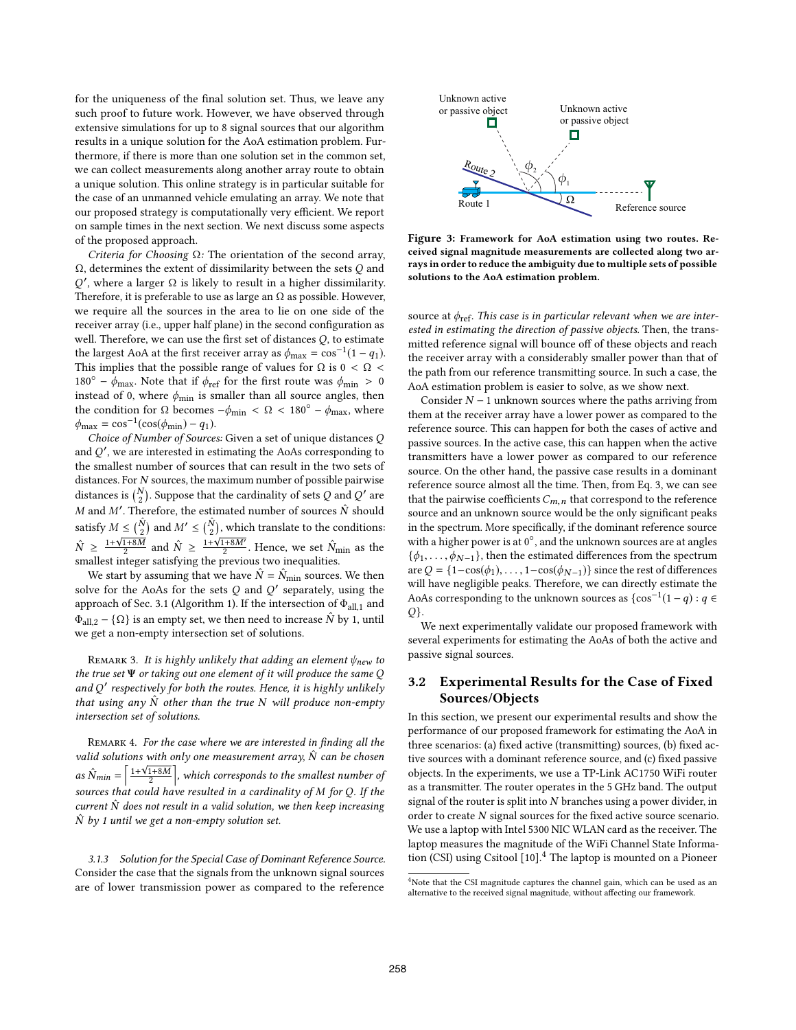for the uniqueness of the final solution set. Thus, we leave any such proof to future work. However, we have observed through extensive simulations for up to 8 signal sources that our algorithm results in a unique solution for the AoA estimation problem. Furthermore, if there is more than one solution set in the common set, we can collect measurements along another array route to obtain a unique solution. This online strategy is in particular suitable for the case of an unmanned vehicle emulating an array. We note that our proposed strategy is computationally very efficient. We report on sample times in the next section. We next discuss some aspects of the proposed approach.

*Criteria for Choosing* $\Omega$*:* The orientation of the second array, $\Omega$, determines the extent of dissimilarity between the sets $Q$ and $Q'$, where a larger $\Omega$ is likely to result in a higher dissimilarity. Therefore, it is preferable to use as large an $\Omega$ as possible. However, we require all the sources in the area to lie on one side of the receiver array (i.e., upper half plane) in the second configuration as well. Therefore, we can use the first set of distances $Q$, to estimate the largest AoA at the first receiver array as $\phi_{\max} = \cos^{-1}(1 - q_1)$. This implies that the possible range of values for $\Omega$ is $0 < \Omega < 180^\circ - \phi_{\max}$. Note that if $\phi_{\text{ref}}$ for the first route was $\phi_{\min} > 0$ instead of 0, where $\phi_{\min}$ is smaller than all source angles, then the condition for $\Omega$ becomes $-\phi_{\min} < \Omega < 180^\circ - \phi_{\max}$, where $\phi_{\max} = \cos^{-1}(\cos(\phi_{\min}) - q_1)$.

*Choice of Number of Sources:* Given a set of unique distances $Q$ and $Q'$, we are interested in estimating the AoAs corresponding to the smallest number of sources that can result in the two sets of distances. For $N$ sources, the maximum number of possible pairwise distances is $\binom{N}{2}$. Suppose that the cardinality of sets $Q$ and $Q'$ are $M$ and $M'$. Therefore, the estimated number of sources $\hat{N}$ should satisfy $M \leq \binom{\hat{N}}{2}$ and $M' \leq \binom{\hat{N}}{2}$, which translate to the conditions: $\hat{N} \geq \frac{1+\sqrt{1+8M}}{2}$ and $\hat{N} \geq \frac{1+\sqrt{1+8M'}}{2}$. Hence, we set $\hat{N}_{\text{min}}$ as the smallest integer satisfying the previous two inequalities.

We start by assuming that we have $\hat{N} = \hat{N}_{\text{min}}$ sources. We then solve for the AoAs for the sets $Q$ and $Q'$ separately, using the approach of Sec. 3.1 (Algorithm 1). If the intersection of $\Phi_{\text{all},1}$ and $\Phi_{\text{all},2} - \{\Omega\}$ is an empty set, we then need to increase $\hat{N}$ by 1, until we get a non-empty intersection set of solutions.

Remark 3. *It is highly unlikely that adding an element $\psi_{new}$ to the true set $\Psi$ or taking out one element of it will produce the same $Q$ and $Q'$ respectively for both the routes. Hence, it is highly unlikely that using any $\hat{N}$ other than the true $N$ will produce non-empty intersection set of solutions.*

Remark 4. *For the case where we are interested in finding all the valid solutions with only one measurement array, $\hat{N}$ can be chosen as $\hat{N}_{min} = \left\lceil \frac{1+\sqrt{1+8M}}{2} \right\rceil$, which corresponds to the smallest number of sources that could have resulted in a cardinality of $M$ for $Q$. If the current $\hat{N}$ does not result in a valid solution, we then keep increasing $\hat{N}$ by 1 until we get a non-empty solution set.*

#### 3.1.3 Solution for the Special Case of Dominant Reference Source.

Consider the case that the signals from the unknown signal sources are of lower transmission power as compared to the reference source at $\phi_{\text{ref}}$. *This case is in particular relevant when we are interested in estimating the direction of passive objects.* Then, the transmitted reference signal will bounce off of these objects and reach the receiver array with a considerably smaller power than that of the path from our reference transmitting source. In such a case, the AoA estimation problem is easier to solve, as we show next.

**Figure 3: Framework for AoA estimation using two routes. Received signal magnitude measurements are collected along two arrays in order to reduce the ambiguity due to multiple sets of possible solutions to the AoA estimation problem.**

Consider $N-1$ unknown sources where the paths arriving from them at the receiver array have a lower power as compared to the reference source. This can happen for both the cases of active and passive sources. In the active case, this can happen when the active transmitters have a lower power as compared to our reference source. On the other hand, the passive case results in a dominant reference source almost all the time. Then, from Eq. 3, we can see that the pairwise coefficients $C_{m,n}$ that correspond to the reference source and an unknown source would be the only significant peaks in the spectrum. More specifically, if the dominant reference source with a higher power is at $0^\circ$, and the unknown sources are at angles $\{\phi_1, \ldots, \phi_{N-1}\}$, then the estimated differences from the spectrum are $Q = \{1-\cos(\phi_1), \ldots, 1-\cos(\phi_{N-1})\}$ since the rest of differences will have negligible peaks. Therefore, we can directly estimate the AoAs corresponding to the unknown sources as $\{\cos^{-1}(1-q) : q \in Q\}$.

We next experimentally validate our proposed framework with several experiments for estimating the AoAs of both the active and passive signal sources.

## 3.2 Experimental Results for the Case of Fixed Sources/Objects

In this section, we present our experimental results and show the performance of our proposed framework for estimating the AoA in three scenarios: (a) fixed active (transmitting) sources, (b) fixed active sources with a dominant reference source, and (c) fixed passive objects. In the experiments, we use a TP-Link AC1750 WiFi router as a transmitter. The router operates in the 5 GHz band. The output signal of the router is split into $N$ branches using a power divider, in order to create $N$ signal sources for the fixed active source scenario. We use a laptop with Intel 5300 NIC WLAN card as the receiver. The laptop measures the magnitude of the WiFi Channel State Information (CSI) using Csitool [10].[4] The laptop is mounted on a Pioneer

[4] Note that the CSI magnitude captures the channel gain, which can be used as an alternative to the received signal magnitude, without affecting our framework.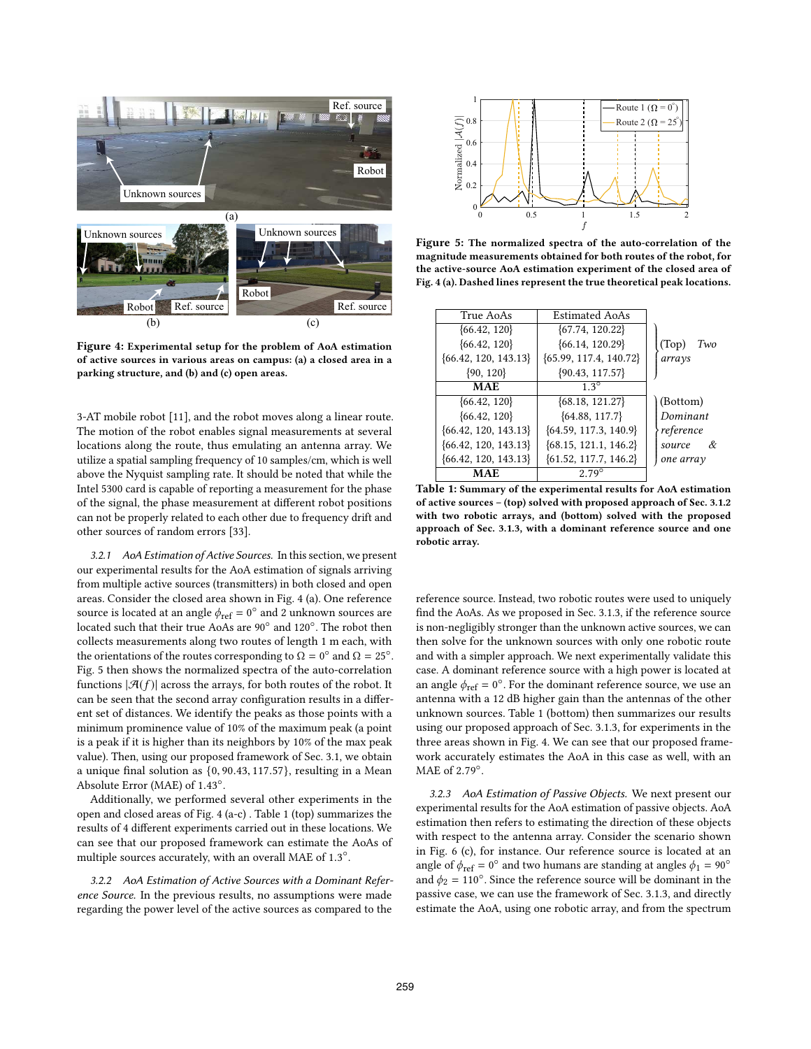Figure 4: Experimental setup for the problem of AoA estimation of active sources in various areas on campus: (a) a closed area in a parking structure, and (b) and (c) open areas.

3-AT mobile robot [11], and the robot moves along a linear route. The motion of the robot enables signal measurements at several locations along the route, thus emulating an antenna array. We utilize a spatial sampling frequency of 10 samples/cm, which is well above the Nyquist sampling rate. It should be noted that while the Intel 5300 card is capable of reporting a measurement for the phase of the signal, the phase measurement at different robot positions can not be properly related to each other due to frequency drift and other sources of random errors [33].

### 3.2.1 *AoA Estimation of Active Sources.*

In this section, we present our experimental results for the AoA estimation of signals arriving from multiple active sources (transmitters) in both closed and open areas. Consider the closed area shown in Fig. 4 (a). One reference source is located at an angle $\phi_{\text{ref}} = 0^\circ$ and 2 unknown sources are located such that their true AoAs are $90^\circ$ and $120^\circ$. The robot then collects measurements along two routes of length 1 m each, with the orientations of the routes corresponding to $\Omega = 0^\circ$ and $\Omega = 25^\circ$. Fig. 5 then shows the normalized spectra of the auto-correlation functions $|\mathcal{A}(f)|$ across the arrays, for both routes of the robot. It can be seen that the second array configuration results in a different set of distances. We identify the peaks as those points with a minimum prominence value of 10% of the maximum peak (a point is a peak if it is higher than its neighbors by 10% of the max peak value). Then, using our proposed framework of Sec. 3.1, we obtain a unique final solution as $\{0, 90.43, 117.57\}$, resulting in a Mean Absolute Error (MAE) of $1.43^\circ$.

Additionally, we performed several other experiments in the open and closed areas of Fig. 4 (a-c) . Table 1 (top) summarizes the results of 4 different experiments carried out in these locations. We can see that our proposed framework can estimate the AoAs of multiple sources accurately, with an overall MAE of $1.3^\circ$.

### 3.2.2 *AoA Estimation of Active Sources with a Dominant Reference Source.*

In the previous results, no assumptions were made regarding the power level of the active sources as compared to the reference source. Instead, two robotic routes were used to uniquely find the AoAs. As we proposed in Sec. 3.1.3, if the reference source is non-negligibly stronger than the unknown active sources, we can then solve for the unknown sources with only one robotic route and with a simpler approach. We next experimentally validate this case. A dominant reference source with a high power is located at an angle $\phi_{\text{ref}} = 0^\circ$. For the dominant reference source, we use an antenna with a 12 dB higher gain than the antennas of the other unknown sources. Table 1 (bottom) then summarizes our results using our proposed approach of Sec. 3.1.3, for experiments in the three areas shown in Fig. 4. We can see that our proposed framework accurately estimates the AoA in this case as well, with an MAE of $2.79^\circ$.

Figure 5: The normalized spectra of the auto-correlation of the magnitude measurements obtained for both routes of the robot, for the active-source AoA estimation experiment of the closed area of Fig. 4 (a). Dashed lines represent the true theoretical peak locations.

| True AoAs | Estimated AoAs | |
|---|---|---|
| {66.42, 120} | {67.74, 120.22} | (Top) *Two arrays* |
| {66.42, 120} | {66.14, 120.29} | |
| {66.42, 120, 143.13} | {65.99, 117.4, 140.72} | |
| {90, 120} | {90.43, 117.57} | |
| **MAE** | $1.3^\circ$ | |
| {66.42, 120} | {68.18, 121.27} | (Bottom) *Dominant reference source & one array* |
| {66.42, 120} | {64.88, 117.7} | |
| {66.42, 120, 143.13} | {64.59, 117.3, 140.9} | |
| {66.42, 120, 143.13} | {68.15, 121.1, 146.2} | |
| {66.42, 120, 143.13} | {61.52, 117.7, 146.2} | |
| **MAE** | $2.79^\circ$ | |

Table 1: Summary of the experimental results for AoA estimation of active sources – (top) solved with proposed approach of Sec. 3.1.2 with two robotic arrays, and (bottom) solved with the proposed approach of Sec. 3.1.3, with a dominant reference source and one robotic array.

### 3.2.3 *AoA Estimation of Passive Objects.*

We next present our experimental results for the AoA estimation of passive objects. AoA estimation then refers to estimating the direction of these objects with respect to the antenna array. Consider the scenario shown in Fig. 6 (c), for instance. Our reference source is located at an angle of $\phi_{\text{ref}} = 0^\circ$ and two humans are standing at angles $\phi_1 = 90^\circ$ and $\phi_2 = 110^\circ$. Since the reference source will be dominant in the passive case, we can use the framework of Sec. 3.1.3, and directly estimate the AoA, using one robotic array, and from the spectrum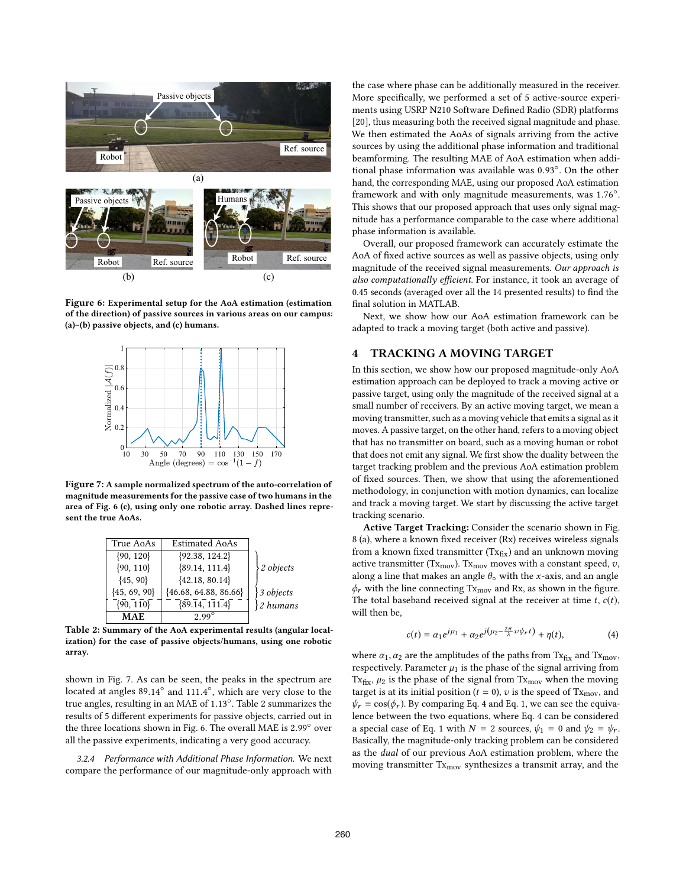Figure 6: Experimental setup for the AoA estimation (estimation of the direction) of passive sources in various areas on our campus: (a)–(b) passive objects, and (c) humans.

Figure 7: A sample normalized spectrum of the auto-correlation of magnitude measurements for the passive case of two humans in the area of Fig. 6 (c), using only one robotic array. Dashed lines represent the true AoAs.

| True AoAs | Estimated AoAs | |
|---|---|---|
| {90, 120} | {92.38, 124.2} | 2 objects |
| {90, 110} | {89.14, 111.4} | |
| {45, 90} | {42.18, 80.14} | |
| {45, 69, 90} | {46.68, 64.88, 86.66} | 3 objects |
| {90, 110} | {89.14, 111.4} | 2 humans |
| **MAE** | 2.99° | |

Table 2: Summary of the AoA experimental results (angular localization) for the case of passive objects/humans, using one robotic array.

shown in Fig. 7. As can be seen, the peaks in the spectrum are located at angles 89.14° and 111.4°, which are very close to the true angles, resulting in an MAE of 1.13°. Table 2 summarizes the results of 5 different experiments for passive objects, carried out in the three locations shown in Fig. 6. The overall MAE is 2.99° over all the passive experiments, indicating a very good accuracy.

*3.2.4 Performance with Additional Phase Information.* We next compare the performance of our magnitude-only approach with the case where phase can be additionally measured in the receiver. More specifically, we performed a set of 5 active-source experiments using USRP N210 Software Defined Radio (SDR) platforms [20], thus measuring both the received signal magnitude and phase. We then estimated the AoAs of signals arriving from the active sources by using the additional phase information and traditional beamforming. The resulting MAE of AoA estimation when additional phase information was available was 0.93°. On the other hand, the corresponding MAE, using our proposed AoA estimation framework and with only magnitude measurements, was 1.76°. This shows that our proposed approach that uses only signal magnitude has a performance comparable to the case where additional phase information is available.

Overall, our proposed framework can accurately estimate the AoA of fixed active sources as well as passive objects, using only magnitude of the received signal measurements. *Our approach is also computationally efficient.* For instance, it took an average of 0.45 seconds (averaged over all the 14 presented results) to find the final solution in MATLAB.

Next, we show how our AoA estimation framework can be adapted to track a moving target (both active and passive).

## 4 TRACKING A MOVING TARGET

In this section, we show how our proposed magnitude-only AoA estimation approach can be deployed to track a moving active or passive target, using only the magnitude of the received signal at a small number of receivers. By an active moving target, we mean a moving transmitter, such as a moving vehicle that emits a signal as it moves. A passive target, on the other hand, refers to a moving object that has no transmitter on board, such as a moving human or robot that does not emit any signal. We first show the duality between the target tracking problem and the previous AoA estimation problem of fixed sources. Then, we show that using the aforementioned methodology, in conjunction with motion dynamics, can localize and track a moving target. We start by discussing the active target tracking scenario.

**Active Target Tracking:** Consider the scenario shown in Fig. 8 (a), where a known fixed receiver (Rx) receives wireless signals from a known fixed transmitter ($\text{Tx}_{\text{fix}}$) and an unknown moving active transmitter ($\text{Tx}_{\text{mov}}$). $\text{Tx}_{\text{mov}}$ moves with a constant speed, $v$, along a line that makes an angle $\theta_\circ$ with the $x$-axis, and an angle $\phi_r$ with the line connecting $\text{Tx}_{\text{mov}}$ and Rx, as shown in the figure. The total baseband received signal at the receiver at time $t$, $c(t)$, will then be,

$$c(t) = \alpha_1 e^{j\mu_1} + \alpha_2 e^{j(\mu_2 - \frac{2\pi}{\lambda} v \psi_r t)} + \eta(t), \tag{4}$$

where $\alpha_1, \alpha_2$ are the amplitudes of the paths from $\text{Tx}_{\text{fix}}$ and $\text{Tx}_{\text{mov}}$, respectively. Parameter $\mu_1$ is the phase of the signal arriving from $\text{Tx}_{\text{fix}}$, $\mu_2$ is the phase of the signal from $\text{Tx}_{\text{mov}}$ when the moving target is at its initial position ($t = 0$), $v$ is the speed of $\text{Tx}_{\text{mov}}$, and $\psi_r = \cos(\phi_r)$. By comparing Eq. 4 and Eq. 1, we can see the equivalence between the two equations, where Eq. 4 can be considered a special case of Eq. 1 with $N = 2$ sources, $\psi_1 = 0$ and $\psi_2 = \psi_r$. Basically, the magnitude-only tracking problem can be considered as the *dual* of our previous AoA estimation problem, where the moving transmitter $\text{Tx}_{\text{mov}}$ synthesizes a transmit array, and the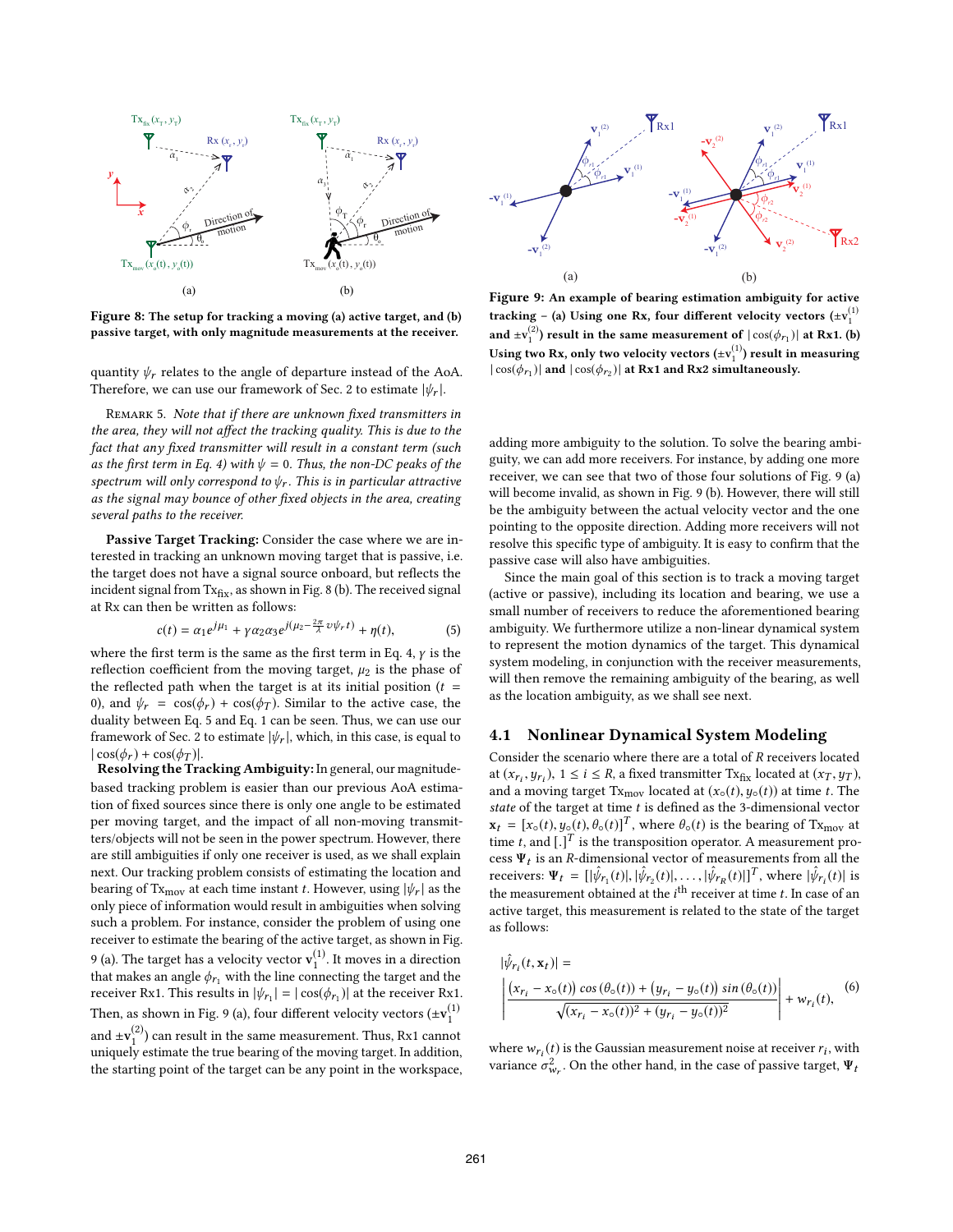Figure 8: The setup for tracking a moving (a) active target, and (b) passive target, with only magnitude measurements at the receiver.

quantity $\psi_r$ relates to the angle of departure instead of the AoA. Therefore, we can use our framework of Sec. 2 to estimate $|\psi_r|$.

Remark 5. *Note that if there are unknown fixed transmitters in the area, they will not affect the tracking quality. This is due to the fact that any fixed transmitter will result in a constant term (such as the first term in Eq. 4) with $\psi = 0$. Thus, the non-DC peaks of the spectrum will only correspond to $\psi_r$. This is in particular attractive as the signal may bounce of other fixed objects in the area, creating several paths to the receiver.*

**Passive Target Tracking:** Consider the case where we are interested in tracking an unknown moving target that is passive, i.e. the target does not have a signal source onboard, but reflects the incident signal from $\text{Tx}_{\text{fix}}$, as shown in Fig. 8 (b). The received signal at Rx can then be written as follows:

$$c(t) = \alpha_1 e^{j\mu_1} + \gamma\alpha_2\alpha_3 e^{j(\mu_2 - \frac{2\pi}{\lambda} v\psi_r t)} + \eta(t), \tag{5}$$

where the first term is the same as the first term in Eq. 4, $\gamma$ is the reflection coefficient from the moving target, $\mu_2$ is the phase of the reflected path when the target is at its initial position ($t = 0$), and $\psi_r = \cos(\phi_r) + \cos(\phi_T)$. Similar to the active case, the duality between Eq. 5 and Eq. 1 can be seen. Thus, we can use our framework of Sec. 2 to estimate $|\psi_r|$, which, in this case, is equal to $|\cos(\phi_r) + \cos(\phi_T)|$.

**Resolving the Tracking Ambiguity:** In general, our magnitude-based tracking problem is easier than our previous AoA estimation of fixed sources since there is only one angle to be estimated per moving target, and the impact of all non-moving transmitters/objects will not be seen in the power spectrum. However, there are still ambiguities if only one receiver is used, as we shall explain next. Our tracking problem consists of estimating the location and bearing of $\text{Tx}_{\text{mov}}$ at each time instant $t$. However, using $|\psi_r|$ as the only piece of information would result in ambiguities when solving such a problem. For instance, consider the problem of using one receiver to estimate the bearing of the active target, as shown in Fig. 9 (a). The target has a velocity vector $\mathbf{v}_1^{(1)}$. It moves in a direction that makes an angle $\phi_{r_1}$ with the line connecting the target and the receiver Rx1. This results in $|\psi_{r_1}| = |\cos(\phi_{r_1})|$ at the receiver Rx1. Then, as shown in Fig. 9 (a), four different velocity vectors ($\pm\mathbf{v}_1^{(1)}$ and $\pm\mathbf{v}_1^{(2)}$) can result in the same measurement. Thus, Rx1 cannot uniquely estimate the true bearing of the moving target. In addition, the starting point of the target can be any point in the workspace, adding more ambiguity to the solution. To solve the bearing ambiguity, we can add more receivers. For instance, by adding one more receiver, we can see that two of those four solutions of Fig. 9 (a) will become invalid, as shown in Fig. 9 (b). However, there will still be the ambiguity between the actual velocity vector and the one pointing to the opposite direction. Adding more receivers will not resolve this specific type of ambiguity. It is easy to confirm that the passive case will also have ambiguities.

Figure 9: An example of bearing estimation ambiguity for active tracking – (a) Using one Rx, four different velocity vectors ($\pm\mathbf{v}_1^{(1)}$ and $\pm\mathbf{v}_1^{(2)}$) result in the same measurement of $|\cos(\phi_{r_1})|$ at Rx1. (b) Using two Rx, only two velocity vectors ($\pm\mathbf{v}_1^{(1)}$) result in measuring $|\cos(\phi_{r_1})|$ and $|\cos(\phi_{r_2})|$ at Rx1 and Rx2 simultaneously.

Since the main goal of this section is to track a moving target (active or passive), including its location and bearing, we use a small number of receivers to reduce the aforementioned bearing ambiguity. We furthermore utilize a non-linear dynamical system to represent the motion dynamics of the target. This dynamical system modeling, in conjunction with the receiver measurements, will then remove the remaining ambiguity of the bearing, as well as the location ambiguity, as we shall see next.

## 4.1 Nonlinear Dynamical System Modeling

Consider the scenario where there are a total of $R$ receivers located at $(x_{r_i}, y_{r_i})$, $1 \leq i \leq R$, a fixed transmitter $\text{Tx}_{\text{fix}}$ located at $(x_T, y_T)$, and a moving target $\text{Tx}_{\text{mov}}$ located at $(x_\circ(t), y_\circ(t))$ at time $t$. The *state* of the target at time $t$ is defined as the 3-dimensional vector $\mathbf{x}_t = [x_\circ(t), y_\circ(t), \theta_\circ(t)]^T$, where $\theta_\circ(t)$ is the bearing of $\text{Tx}_{\text{mov}}$ at time $t$, and $[.]^T$ is the transposition operator. A measurement process $\mathbf{\Psi}_t$ is an $R$-dimensional vector of measurements from all the receivers: $\mathbf{\Psi}_t = [|\hat{\psi}_{r_1}(t)|, |\hat{\psi}_{r_2}(t)|, \ldots, |\hat{\psi}_{r_R}(t)|]^T$, where $|\hat{\psi}_{r_i}(t)|$ is the measurement obtained at the $i^{\text{th}}$ receiver at time $t$. In case of an active target, this measurement is related to the state of the target as follows:

$$|\hat{\psi}_{r_i}(t, \mathbf{x}_t)| = \left| \frac{\big(x_{r_i} - x_\circ(t)\big)\cos\big(\theta_\circ(t)\big) + \big(y_{r_i} - y_\circ(t)\big)\sin\big(\theta_\circ(t)\big)}{\sqrt{(x_{r_i} - x_\circ(t))^2 + (y_{r_i} - y_\circ(t))^2}} \right| + w_{r_i}(t), \tag{6}$$

where $w_{r_i}(t)$ is the Gaussian measurement noise at receiver $r_i$, with variance $\sigma_{w_r}^2$. On the other hand, in the case of passive target, $\mathbf{\Psi}_t$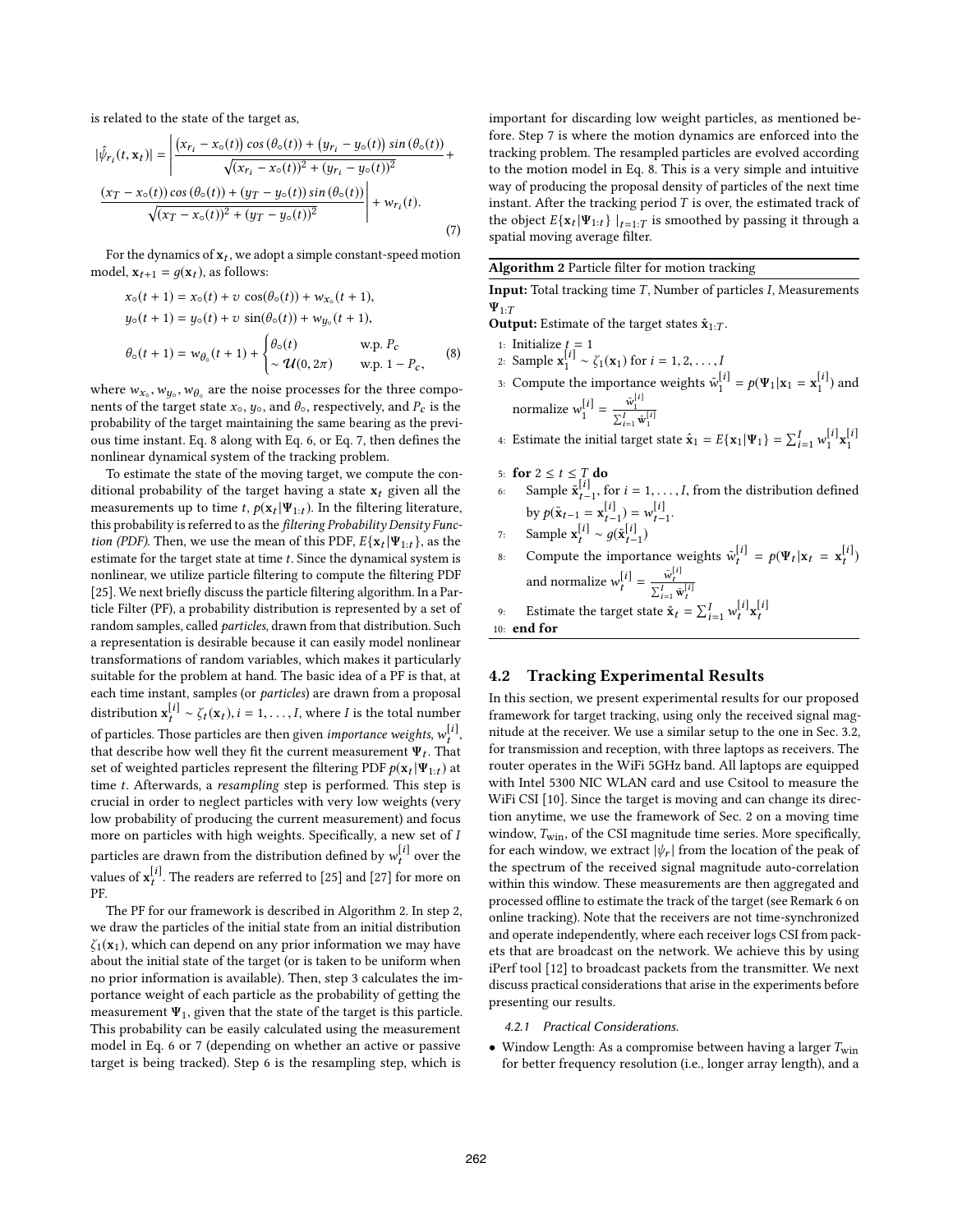is related to the state of the target as,

$$|\hat{\psi}_{r_i}(t, \mathbf{x}_t)| = \left| \frac{\big(x_{r_i} - x_\circ(t)\big)\, cos\,(\theta_\circ(t)) + \big(y_{r_i} - y_\circ(t)\big)\, sin\,(\theta_\circ(t))}{\sqrt{(x_{r_i} - x_\circ(t))^2 + (y_{r_i} - y_\circ(t))^2}} + \frac{(x_T - x_\circ(t))\, cos\,(\theta_\circ(t)) + (y_T - y_\circ(t))\, sin\,(\theta_\circ(t))}{\sqrt{(x_T - x_\circ(t))^2 + (y_T - y_\circ(t))^2}} \right| + w_{r_i}(t). \tag{7}$$

For the dynamics of $\mathbf{x}_t$, we adopt a simple constant-speed motion model, $\mathbf{x}_{t+1} = g(\mathbf{x}_t)$, as follows:

$$\begin{aligned}
x_\circ(t+1) &= x_\circ(t) + v\, \cos(\theta_\circ(t)) + w_{x_\circ}(t+1), \\
y_\circ(t+1) &= y_\circ(t) + v\, \sin(\theta_\circ(t)) + w_{y_\circ}(t+1), \\
\theta_\circ(t+1) &= w_{\theta_\circ}(t+1) + \begin{cases} \theta_\circ(t) & \text{w.p. } P_c \\ \sim \mathcal{U}(0, 2\pi) & \text{w.p. } 1 - P_c, \end{cases}
\end{aligned} \tag{8}$$

where $w_{x_\circ}, w_{y_\circ}, w_{\theta_\circ}$ are the noise processes for the three components of the target state $x_\circ$, $y_\circ$, and $\theta_\circ$, respectively, and $P_c$ is the probability of the target maintaining the same bearing as the previous time instant. Eq. 8 along with Eq. 6, or Eq. 7, then defines the nonlinear dynamical system of the tracking problem.

To estimate the state of the moving target, we compute the conditional probability of the target having a state $\mathbf{x}_t$ given all the measurements up to time $t$, $p(\mathbf{x}_t|\Psi_{1:t})$. In the filtering literature, this probability is referred to as the *filtering Probability Density Function (PDF)*. Then, we use the mean of this PDF, $E\{\mathbf{x}_t|\Psi_{1:t}\}$, as the estimate for the target state at time $t$. Since the dynamical system is nonlinear, we utilize particle filtering to compute the filtering PDF [25]. We next briefly discuss the particle filtering algorithm. In a Particle Filter (PF), a probability distribution is represented by a set of random samples, called *particles*, drawn from that distribution. Such a representation is desirable because it can easily model nonlinear transformations of random variables, which makes it particularly suitable for the problem at hand. The basic idea of a PF is that, at each time instant, samples (or *particles*) are drawn from a proposal distribution $\mathbf{x}_t^{[i]} \sim \zeta_t(\mathbf{x}_t)$, $i = 1, \ldots, I$, where $I$ is the total number of particles. Those particles are then given *importance weights*, $w_t^{[i]}$, that describe how well they fit the current measurement $\Psi_t$. That set of weighted particles represent the filtering PDF $p(\mathbf{x}_t|\Psi_{1:t})$ at time $t$. Afterwards, a *resampling* step is performed. This step is crucial in order to neglect particles with very low weights (very low probability of producing the current measurement) and focus more on particles with high weights. Specifically, a new set of $I$ particles are drawn from the distribution defined by $w_t^{[i]}$ over the values of $\mathbf{x}_t^{[i]}$. The readers are referred to [25] and [27] for more on PF.

The PF for our framework is described in Algorithm 2. In step 2, we draw the particles of the initial state from an initial distribution $\zeta_1(\mathbf{x}_1)$, which can depend on any prior information we may have about the initial state of the target (or is taken to be uniform when no prior information is available). Then, step 3 calculates the importance weight of each particle as the probability of getting the measurement $\Psi_1$, given that the state of the target is this particle. This probability can be easily calculated using the measurement model in Eq. 6 or 7 (depending on whether an active or passive target is being tracked). Step 6 is the resampling step, which is important for discarding low weight particles, as mentioned before. Step 7 is where the motion dynamics are enforced into the tracking problem. The resampled particles are evolved according to the motion model in Eq. 8. This is a very simple and intuitive way of producing the proposal density of particles of the next time instant. After the tracking period $T$ is over, the estimated track of the object $E\{\mathbf{x}_t|\Psi_{1:t}\}\,|_{t=1:T}$ is smoothed by passing it through a spatial moving average filter.

**Algorithm 2** Particle filter for motion tracking

**Input:** Total tracking time $T$, Number of particles $I$, Measurements $\Psi_{1:T}$

**Output:** Estimate of the target states $\hat{\mathbf{x}}_{1:T}$.

1: Initialize $t = 1$
2: Sample $\mathbf{x}_1^{[i]} \sim \zeta_1(\mathbf{x}_1)$ for $i = 1, 2, \ldots, I$
3: Compute the importance weights $\tilde{w}_1^{[i]} = p(\Psi_1|\mathbf{x}_1 = \mathbf{x}_1^{[i]})$ and normalize $w_1^{[i]} = \frac{\tilde{w}_1^{[i]}}{\sum_{i=1}^{I} \tilde{w}_1^{[i]}}$
4: Estimate the initial target state $\hat{\mathbf{x}}_1 = E\{\mathbf{x}_1|\Psi_1\} = \sum_{i=1}^{I} w_1^{[i]} \mathbf{x}_1^{[i]}$
5: **for** $2 \le t \le T$ **do**
6: Sample $\tilde{\mathbf{x}}_{t-1}^{[i]}$, for $i = 1, \ldots, I$, from the distribution defined by $p(\tilde{\mathbf{x}}_{t-1} = \mathbf{x}_{t-1}^{[i]}) = w_{t-1}^{[i]}$.
7: Sample $\mathbf{x}_t^{[i]} \sim g(\tilde{\mathbf{x}}_{t-1}^{[i]})$
8: Compute the importance weights $\tilde{w}_t^{[i]} = p(\Psi_t|\mathbf{x}_t = \mathbf{x}_t^{[i]})$ and normalize $w_t^{[i]} = \frac{\tilde{w}_t^{[i]}}{\sum_{i=1}^{I} \tilde{w}_t^{[i]}}$
9: Estimate the target state $\hat{\mathbf{x}}_t = \sum_{i=1}^{I} w_t^{[i]} \mathbf{x}_t^{[i]}$
10: **end for**

## 4.2 Tracking Experimental Results

In this section, we present experimental results for our proposed framework for target tracking, using only the received signal magnitude at the receiver. We use a similar setup to the one in Sec. 3.2, for transmission and reception, with three laptops as receivers. The router operates in the WiFi 5GHz band. All laptops are equipped with Intel 5300 NIC WLAN card and use Csitool to measure the WiFi CSI [10]. Since the target is moving and can change its direction anytime, we use the framework of Sec. 2 on a moving time window, $T_{\text{win}}$, of the CSI magnitude time series. More specifically, for each window, we extract $|\psi_r|$ from the location of the peak of the spectrum of the received signal magnitude auto-correlation within this window. These measurements are then aggregated and processed offline to estimate the track of the target (see Remark 6 on online tracking). Note that the receivers are not time-synchronized and operate independently, where each receiver logs CSI from packets that are broadcast on the network. We achieve this by using iPerf tool [12] to broadcast packets from the transmitter. We next discuss practical considerations that arise in the experiments before presenting our results.

#### 4.2.1 Practical Considerations.

- Window Length: As a compromise between having a larger $T_{\text{win}}$ for better frequency resolution (i.e., longer array length), and a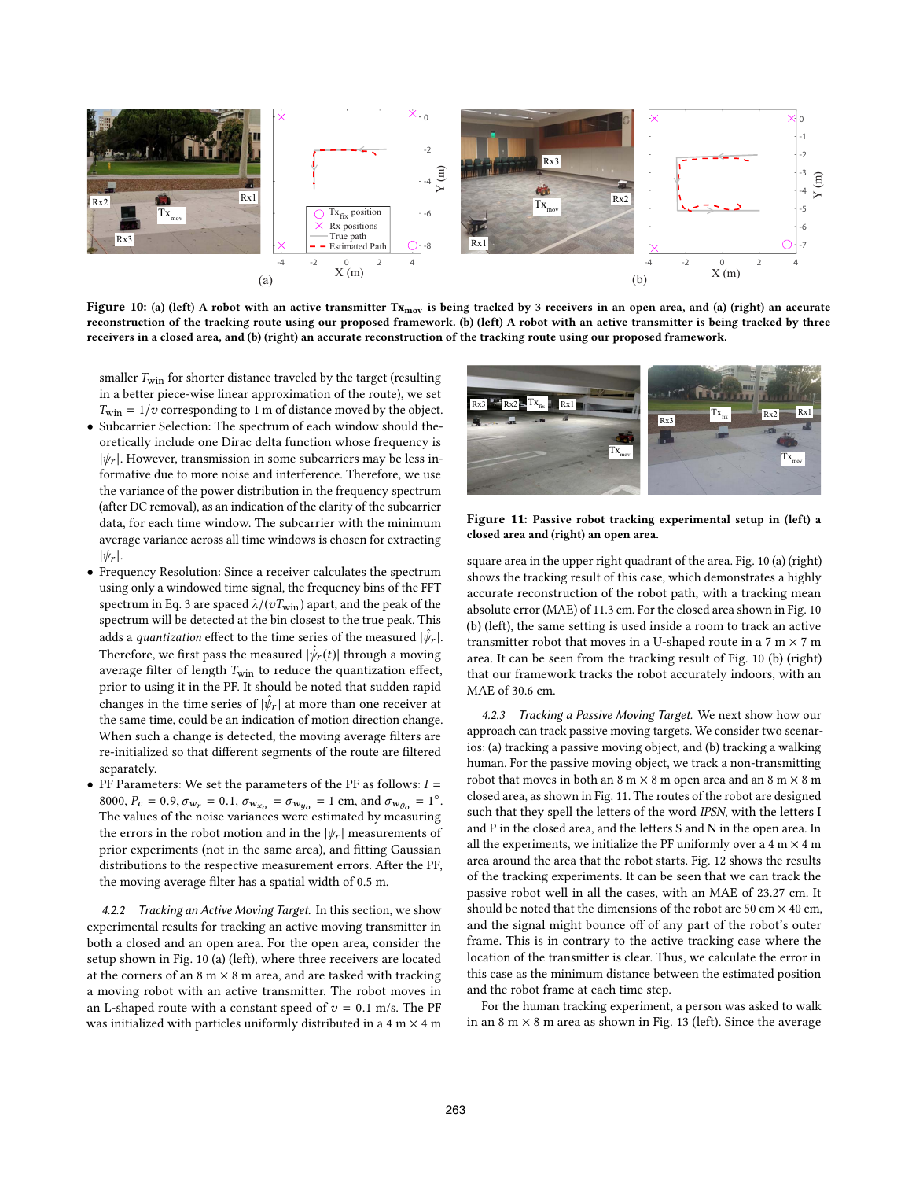**Figure 10: (a) (left) A robot with an active transmitter $Tx_{mov}$ is being tracked by 3 receivers in an open area, and (a) (right) an accurate reconstruction of the tracking route using our proposed framework. (b) (left) A robot with an active transmitter is being tracked by three receivers in a closed area, and (b) (right) an accurate reconstruction of the tracking route using our proposed framework.**

smaller $T_{\text{win}}$ for shorter distance traveled by the target (resulting in a better piece-wise linear approximation of the route), we set $T_{\text{win}} = 1/v$ corresponding to 1 m of distance moved by the object.

- Subcarrier Selection: The spectrum of each window should theoretically include one Dirac delta function whose frequency is $|\psi_r|$. However, transmission in some subcarriers may be less informative due to more noise and interference. Therefore, we use the variance of the power distribution in the frequency spectrum (after DC removal), as an indication of the clarity of the subcarrier data, for each time window. The subcarrier with the minimum average variance across all time windows is chosen for extracting $|\hat{\psi}_r|$.
- Frequency Resolution: Since a receiver calculates the spectrum using only a windowed time signal, the frequency bins of the FFT spectrum in Eq. 3 are spaced $\lambda/(vT_{\text{win}})$ apart, and the peak of the spectrum will be detected at the bin closest to the true peak. This adds a *quantization* effect to the time series of the measured $|\hat{\psi}_r|$. Therefore, we first pass the measured $|\hat{\psi}_r(t)|$ through a moving average filter of length $T_{\text{win}}$ to reduce the quantization effect, prior to using it in the PF. It should be noted that sudden rapid changes in the time series of $|\hat{\psi}_r|$ at more than one receiver at the same time, could be an indication of motion direction change. When such a change is detected, the moving average filters are re-initialized so that different segments of the route are filtered separately.
- PF Parameters: We set the parameters of the PF as follows: $I = 8000$, $P_c = 0.9$, $\sigma_{w_r} = 0.1$, $\sigma_{w_{x_o}} = \sigma_{w_{y_o}} = 1$ cm, and $\sigma_{w_{\theta_o}} = 1°$. The values of the noise variances were estimated by measuring the errors in the robot motion and in the $|\psi_r|$ measurements of prior experiments (not in the same area), and fitting Gaussian distributions to the respective measurement errors. After the PF, the moving average filter has a spatial width of 0.5 m.

*4.2.2 Tracking an Active Moving Target.* In this section, we show experimental results for tracking an active moving transmitter in both a closed and an open area. For the open area, consider the setup shown in Fig. 10 (a) (left), where three receivers are located at the corners of an 8 m × 8 m area, and are tasked with tracking a moving robot with an active transmitter. The robot moves in an L-shaped route with a constant speed of $v = 0.1$ m/s. The PF was initialized with particles uniformly distributed in a 4 m × 4 m square area in the upper right quadrant of the area. Fig. 10 (a) (right) shows the tracking result of this case, which demonstrates a highly accurate reconstruction of the robot path, with a tracking mean absolute error (MAE) of 11.3 cm. For the closed area shown in Fig. 10 (b) (left), the same setting is used inside a room to track an active transmitter robot that moves in a U-shaped route in a 7 m × 7 m area. It can be seen from the tracking result of Fig. 10 (b) (right) that our framework tracks the robot accurately indoors, with an MAE of 30.6 cm.

**Figure 11: Passive robot tracking experimental setup in (left) a closed area and (right) an open area.**

*4.2.3 Tracking a Passive Moving Target.* We next show how our approach can track passive moving targets. We consider two scenarios: (a) tracking a passive moving object, and (b) tracking a walking human. For the passive moving object, we track a non-transmitting robot that moves in both an 8 m × 8 m open area and an 8 m × 8 m closed area, as shown in Fig. 11. The routes of the robot are designed such that they spell the letters of the word *IPSN*, with the letters I and P in the closed area, and the letters S and N in the open area. In all the experiments, we initialize the PF uniformly over a 4 m × 4 m area around the area that the robot starts. Fig. 12 shows the results of the tracking experiments. It can be seen that we can track the passive robot well in all the cases, with an MAE of 23.27 cm. It should be noted that the dimensions of the robot are 50 cm × 40 cm, and the signal might bounce off of any part of the robot's outer frame. This is in contrary to the active tracking case where the location of the transmitter is clear. Thus, we calculate the error in this case as the minimum distance between the estimated position and the robot frame at each time step.

For the human tracking experiment, a person was asked to walk in an 8 m × 8 m area as shown in Fig. 13 (left). Since the average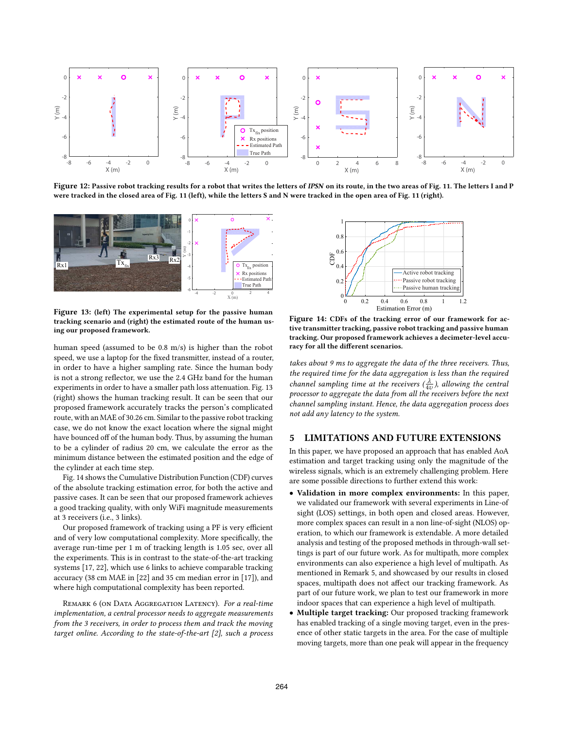**Figure 12: Passive robot tracking results for a robot that writes the letters of *IPSN* on its route, in the two areas of Fig. 11. The letters I and P were tracked in the closed area of Fig. 11 (left), while the letters S and N were tracked in the open area of Fig. 11 (right).**

**Figure 13: (left) The experimental setup for the passive human tracking scenario and (right) the estimated route of the human using our proposed framework.**

human speed (assumed to be 0.8 m/s) is higher than the robot speed, we use a laptop for the fixed transmitter, instead of a router, in order to have a higher sampling rate. Since the human body is not a strong reflector, we use the 2.4 GHz band for the human experiments in order to have a smaller path loss attenuation. Fig. 13 (right) shows the human tracking result. It can be seen that our proposed framework accurately tracks the person's complicated route, with an MAE of 30.26 cm. Similar to the passive robot tracking case, we do not know the exact location where the signal might have bounced off of the human body. Thus, by assuming the human to be a cylinder of radius 20 cm, we calculate the error as the minimum distance between the estimated position and the edge of the cylinder at each time step.

Fig. 14 shows the Cumulative Distribution Function (CDF) curves of the absolute tracking estimation error, for both the active and passive cases. It can be seen that our proposed framework achieves a good tracking quality, with only WiFi magnitude measurements at 3 receivers (i.e., 3 links).

Our proposed framework of tracking using a PF is very efficient and of very low computational complexity. More specifically, the average run-time per 1 m of tracking length is 1.05 sec, over all the experiments. This is in contrast to the state-of-the-art tracking systems [17, 22], which use 6 links to achieve comparable tracking accuracy (38 cm MAE in [22] and 35 cm median error in [17]), and where high computational complexity has been reported.

Remark 6 (on Data Aggregation Latency). *For a real-time implementation, a central processor needs to aggregate measurements from the 3 receivers, in order to process them and track the moving target online. According to the state-of-the-art [2], such a process takes about 9 ms to aggregate the data of the three receivers. Thus, the required time for the data aggregation is less than the required channel sampling time at the receivers ($\frac{\lambda}{4v}$), allowing the central processor to aggregate the data from all the receivers before the next channel sampling instant. Hence, the data aggregation process does not add any latency to the system.*

**Figure 14: CDFs of the tracking error of our framework for active transmitter tracking, passive robot tracking and passive human tracking. Our proposed framework achieves a decimeter-level accuracy for all the different scenarios.**

## 5 LIMITATIONS AND FUTURE EXTENSIONS

In this paper, we have proposed an approach that has enabled AoA estimation and target tracking using only the magnitude of the wireless signals, which is an extremely challenging problem. Here are some possible directions to further extend this work:

- **Validation in more complex environments:** In this paper, we validated our framework with several experiments in Line-of sight (LOS) settings, in both open and closed areas. However, more complex spaces can result in a non line-of-sight (NLOS) operation, to which our framework is extendable. A more detailed analysis and testing of the proposed methods in through-wall settings is part of our future work. As for multipath, more complex environments can also experience a high level of multipath. As mentioned in Remark 5, and showcased by our results in closed spaces, multipath does not affect our tracking framework. As part of our future work, we plan to test our framework in more indoor spaces that can experience a high level of multipath.
- **Multiple target tracking:** Our proposed tracking framework has enabled tracking of a single moving target, even in the presence of other static targets in the area. For the case of multiple moving targets, more than one peak will appear in the frequency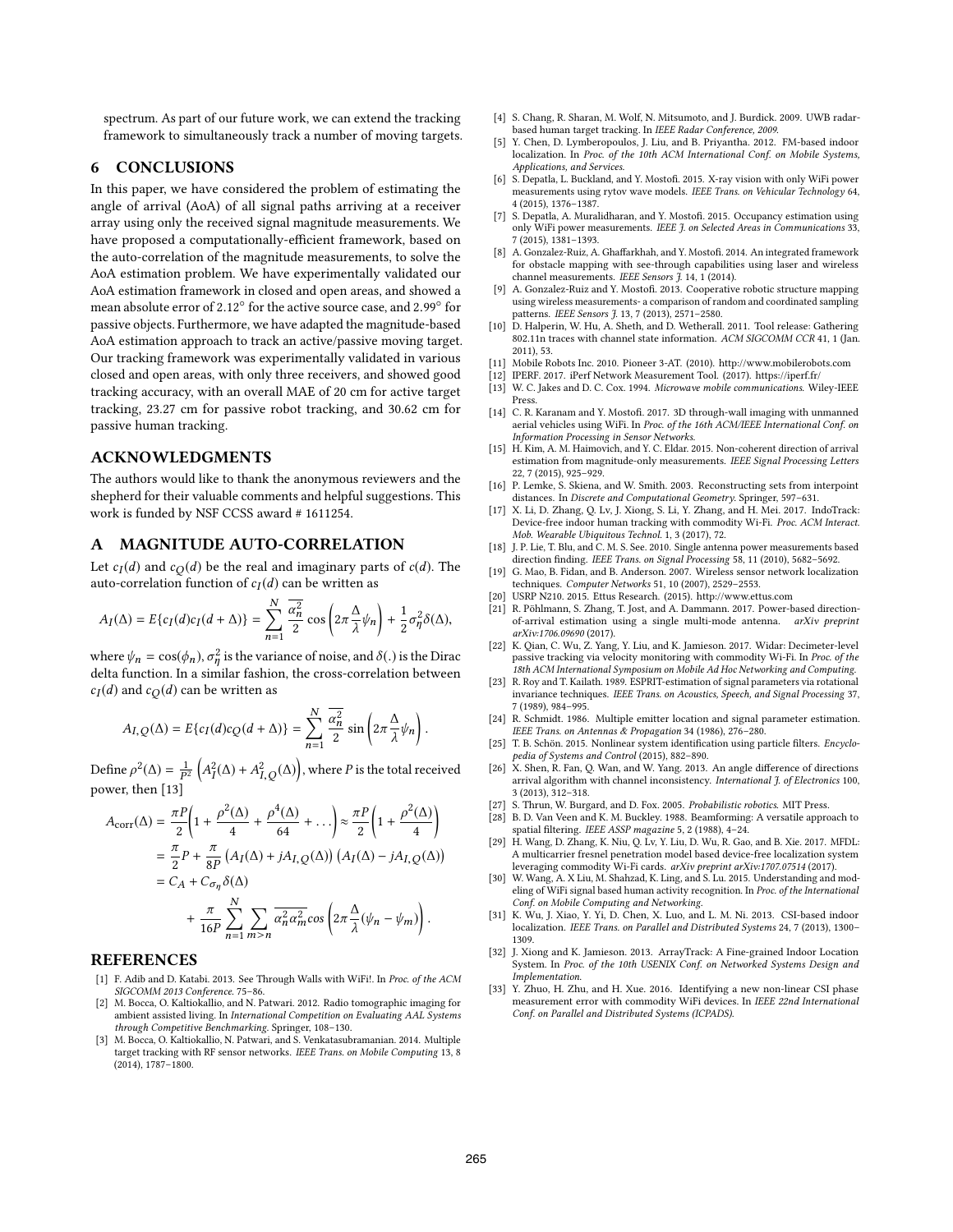spectrum. As part of our future work, we can extend the tracking framework to simultaneously track a number of moving targets.

## 6 CONCLUSIONS

In this paper, we have considered the problem of estimating the angle of arrival (AoA) of all signal paths arriving at a receiver array using only the received signal magnitude measurements. We have proposed a computationally-efficient framework, based on the auto-correlation of the magnitude measurements, to solve the AoA estimation problem. We have experimentally validated our AoA estimation framework in closed and open areas, and showed a mean absolute error of 2.12° for the active source case, and 2.99° for passive objects. Furthermore, we have adapted the magnitude-based AoA estimation approach to track an active/passive moving target. Our tracking framework was experimentally validated in various closed and open areas, with only three receivers, and showed good tracking accuracy, with an overall MAE of 20 cm for active target tracking, 23.27 cm for passive robot tracking, and 30.62 cm for passive human tracking.

## ACKNOWLEDGMENTS

The authors would like to thank the anonymous reviewers and the shepherd for their valuable comments and helpful suggestions. This work is funded by NSF CCSS award # 1611254.

## A MAGNITUDE AUTO-CORRELATION

Let $c_I(d)$ and $c_Q(d)$ be the real and imaginary parts of $c(d)$. The auto-correlation function of $c_I(d)$ can be written as

$$A_I(\Delta) = E\{c_I(d)c_I(d+\Delta)\} = \sum_{n=1}^{N} \frac{\overline{\alpha_n^2}}{2} \cos\left(2\pi \frac{\Delta}{\lambda}\psi_n\right) + \frac{1}{2}\sigma_\eta^2 \delta(\Delta),$$

where $\psi_n = \cos(\phi_n)$, $\sigma_\eta^2$ is the variance of noise, and $\delta(.)$ is the Dirac delta function. In a similar fashion, the cross-correlation between $c_I(d)$ and $c_Q(d)$ can be written as

$$A_{I,Q}(\Delta) = E\{c_I(d)c_Q(d+\Delta)\} = \sum_{n=1}^{N} \frac{\overline{\alpha_n^2}}{2} \sin\left(2\pi \frac{\Delta}{\lambda}\psi_n\right).$$

Define $\rho^2(\Delta) = \frac{1}{P^2}\left(A_I^2(\Delta) + A_{I,Q}^2(\Delta)\right)$, where $P$ is the total received power, then [13]

$$\begin{aligned}
A_{\text{corr}}(\Delta) &= \frac{\pi P}{2}\left(1 + \frac{\rho^2(\Delta)}{4} + \frac{\rho^4(\Delta)}{64} + \dots\right) \approx \frac{\pi P}{2}\left(1 + \frac{\rho^2(\Delta)}{4}\right) \\
&= \frac{\pi}{2}P + \frac{\pi}{8P}\left(A_I(\Delta) + jA_{I,Q}(\Delta)\right)\left(A_I(\Delta) - jA_{I,Q}(\Delta)\right) \\
&= C_A + C_{\sigma_\eta}\delta(\Delta) \\
&\quad + \frac{\pi}{16P}\sum_{n=1}^{N}\sum_{m>n} \overline{\alpha_n^2\alpha_m^2} cos\left(2\pi\frac{\Delta}{\lambda}(\psi_n - \psi_m)\right).
\end{aligned}$$

## REFERENCES

- [1] F. Adib and D. Katabi. 2013. See Through Walls with WiFi!. In *Proc. of the ACM SIGCOMM 2013 Conference*. 75–86.
- [2] M. Bocca, O. Kaltiokallio, and N. Patwari. 2012. Radio tomographic imaging for ambient assisted living. In *International Competition on Evaluating AAL Systems through Competitive Benchmarking*. Springer, 108–130.
- [3] M. Bocca, O. Kaltiokallio, N. Patwari, and S. Venkatasubramanian. 2014. Multiple target tracking with RF sensor networks. *IEEE Trans. on Mobile Computing* 13, 8 (2014), 1787–1800.
- [4] S. Chang, R. Sharan, M. Wolf, N. Mitsumoto, and J. Burdick. 2009. UWB radar-based human target tracking. In *IEEE Radar Conference, 2009.*
- [5] Y. Chen, D. Lymberopoulos, J. Liu, and B. Priyantha. 2012. FM-based indoor localization. In *Proc. of the 10th ACM International Conf. on Mobile Systems, Applications, and Services.*
- [6] S. Depatla, L. Buckland, and Y. Mostofi. 2015. X-ray vision with only WiFi power measurements using rytov wave models. *IEEE Trans. on Vehicular Technology* 64, 4 (2015), 1376–1387.
- [7] S. Depatla, A. Muralidharan, and Y. Mostofi. 2015. Occupancy estimation using only WiFi power measurements. *IEEE J. on Selected Areas in Communications* 33, 7 (2015), 1381–1393.
- [8] A. Gonzalez-Ruiz, A. Ghaffarkhah, and Y. Mostofi. 2014. An integrated framework for obstacle mapping with see-through capabilities using laser and wireless channel measurements. *IEEE Sensors J.* 14, 1 (2014).
- [9] A. Gonzalez-Ruiz and Y. Mostofi. 2013. Cooperative robotic structure mapping using wireless measurements- a comparison of random and coordinated sampling patterns. *IEEE Sensors J.* 13, 7 (2013), 2571–2580.
- [10] D. Halperin, W. Hu, A. Sheth, and D. Wetherall. 2011. Tool release: Gathering 802.11n traces with channel state information. *ACM SIGCOMM CCR* 41, 1 (Jan. 2011), 53.
- [11] Mobile Robots Inc. 2010. Pioneer 3-AT. (2010). http://www.mobilerobots.com
- [12] IPERF. 2017. iPerf Network Measurement Tool. (2017). https://iperf.fr/
- [13] W. C. Jakes and D. C. Cox. 1994. *Microwave mobile communications*. Wiley-IEEE Press.
- [14] C. R. Karanam and Y. Mostofi. 2017. 3D through-wall imaging with unmanned aerial vehicles using WiFi. In *Proc. of the 16th ACM/IEEE International Conf. on Information Processing in Sensor Networks.*
- [15] H. Kim, A. M. Haimovich, and Y. C. Eldar. 2015. Non-coherent direction of arrival estimation from magnitude-only measurements. *IEEE Signal Processing Letters* 22, 7 (2015), 925–929.
- [16] P. Lemke, S. Skiena, and W. Smith. 2003. Reconstructing sets from interpoint distances. In *Discrete and Computational Geometry*. Springer, 597–631.
- [17] X. Li, D. Zhang, Q. Lv, J. Xiong, S. Li, Y. Zhang, and H. Mei. 2017. IndoTrack: Device-free indoor human tracking with commodity Wi-Fi. *Proc. ACM Interact. Mob. Wearable Ubiquitous Technol.* 1, 3 (2017), 72.
- [18] J. P. Lie, T. Blu, and C. M. S. See. 2010. Single antenna power measurements based direction finding. *IEEE Trans. on Signal Processing* 58, 11 (2010), 5682–5692.
- [19] G. Mao, B. Fidan, and B. Anderson. 2007. Wireless sensor network localization techniques. *Computer Networks* 51, 10 (2007), 2529–2553.
- [20] USRP N210. 2015. Ettus Research. (2015). http://www.ettus.com
- [21] R. Pöhlmann, S. Zhang, T. Jost, and A. Dammann. 2017. Power-based direction-of-arrival estimation using a single multi-mode antenna. *arXiv preprint arXiv:1706.09690* (2017).
- [22] K. Qian, C. Wu, Z. Yang, Y. Liu, and K. Jamieson. 2017. Widar: Decimeter-level passive tracking via velocity monitoring with commodity Wi-Fi. In *Proc. of the 18th ACM International Symposium on Mobile Ad Hoc Networking and Computing.*
- [23] R. Roy and T. Kailath. 1989. ESPRIT-estimation of signal parameters via rotational invariance techniques. *IEEE Trans. on Acoustics, Speech, and Signal Processing* 37, 7 (1989), 984–995.
- [24] R. Schmidt. 1986. Multiple emitter location and signal parameter estimation. *IEEE Trans. on Antennas & Propagation* 34 (1986), 276–280.
- [25] T. B. Schön. 2015. Nonlinear system identification using particle filters. *Encyclopedia of Systems and Control* (2015), 882–890.
- [26] X. Shen, R. Fan, Q. Wan, and W. Yang. 2013. An angle difference of directions arrival algorithm with channel inconsistency. *International J. of Electronics* 100, 3 (2013), 312–318.
- [27] S. Thrun, W. Burgard, and D. Fox. 2005. *Probabilistic robotics*. MIT Press.
- [28] B. D. Van Veen and K. M. Buckley. 1988. Beamforming: A versatile approach to spatial filtering. *IEEE ASSP magazine* 5, 2 (1988), 4–24.
- [29] H. Wang, D. Zhang, K. Niu, Q. Lv, Y. Liu, D. Wu, R. Gao, and B. Xie. 2017. MFDL: A multicarrier fresnel penetration model based device-free localization system leveraging commodity Wi-Fi cards. *arXiv preprint arXiv:1707.07514* (2017).
- [30] W. Wang, A. X Liu, M. Shahzad, K. Ling, and S. Lu. 2015. Understanding and modeling of WiFi signal based human activity recognition. In *Proc. of the International Conf. on Mobile Computing and Networking.*
- [31] K. Wu, J. Xiao, Y. Yi, D. Chen, X. Luo, and L. M. Ni. 2013. CSI-based indoor localization. *IEEE Trans. on Parallel and Distributed Systems* 24, 7 (2013), 1300–1309.
- [32] J. Xiong and K. Jamieson. 2013. ArrayTrack: A Fine-grained Indoor Location System. In *Proc. of the 10th USENIX Conf. on Networked Systems Design and Implementation.*
- [33] Y. Zhuo, H. Zhu, and H. Xue. 2016. Identifying a new non-linear CSI phase measurement error with commodity WiFi devices. In *IEEE 22nd International Conf. on Parallel and Distributed Systems (ICPADS).*